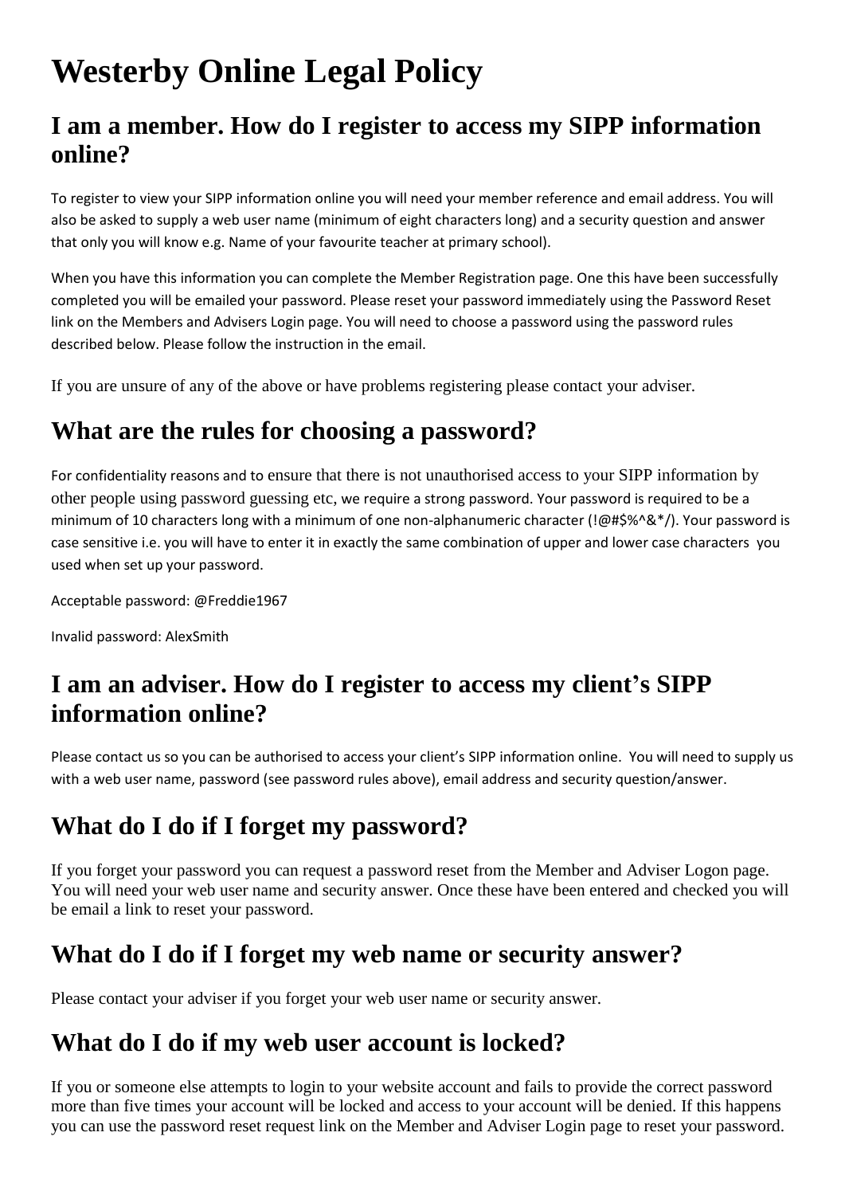# Westerby Online Legal Policy

## I am a member. How do I register to access my SIPP information online?

To register to view your SIPP information online you will need your member reference and email address. You will also be asked to supply a web user name (minimum of eight characters long) and a security question and answer that only you will know e.g. Name of your favourite teacher at primary school).

When you have this information you can complete the Member Registration page. One this have been successfully completed you will be emailed your password. Please reset your password immediately using the Password Reset link on the Members and Advisers Login page. You will need to choose a password using the password rules described below. Please follow the instruction in the email.

If you are unsure of any of the above or have problems registering please contact your adviser.

## What are the rules for choosing a password?

For confidentiality reasons and to ensure that there is not unauthorised access to your SIPP information by other people using password guessing etc, we require a strong password. Your password is required to be a minimum of 10 characters long with a minimum of one non-alphanumeric character (!@#$%^&*/). Your password is case sensitive i.e. you will have to enter it in exactly the same combination of upper and lower case characters you used when set up your password.

Acceptable password: @Freddie1967

Invalid password: AlexSmith

## I am an adviser. How do I register to access my client's SIPP information online?

Please contact us so you can be authorised to access your client's SIPP information online. You will need to supply us with a web user name, password (see password rules above), email address and security question/answer.

## What do I do if I forget my password?

If you forget your password you can request a password reset from the Member and Adviser Logon page. You will need your web user name and security answer. Once these have been entered and checked you will be email a link to reset your password.

## What do I do if I forget my web name or security answer?

Please contact your adviser if you forget your web user name or security answer.

## What do I do if my web user account is locked?

If you or someone else attempts to login to your website account and fails to provide the correct password more than five times your account will be locked and access to your account will be denied. If this happens you can use the password reset request link on the Member and Adviser Login page to reset your password.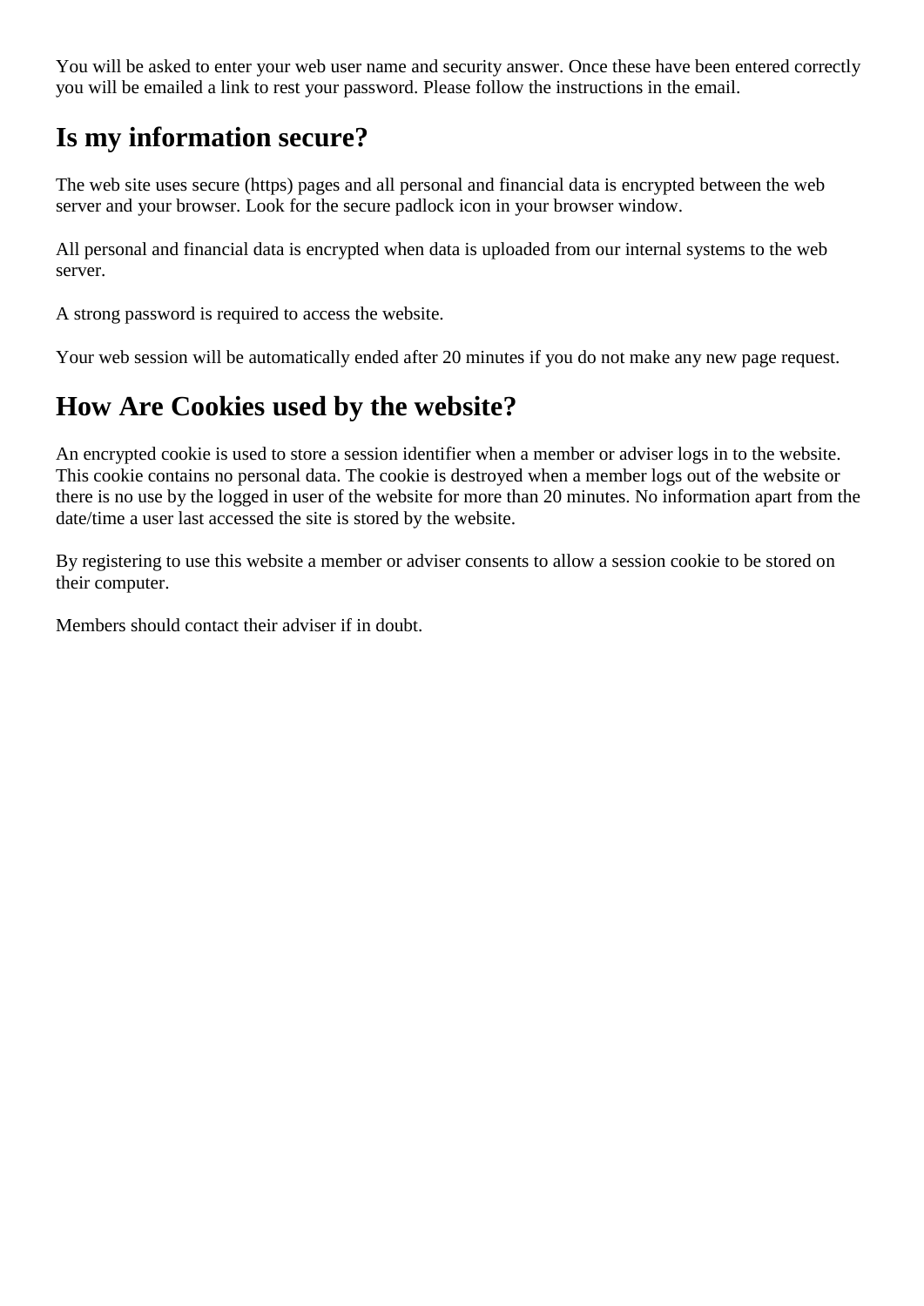You will be asked to enter your web user name and security answer. Once these have been entered correctly you will be emailed a link to rest your password. Please follow the instructions in the email.

## Is my information secure?

The web site uses secure (https) pages and all personal and financial data is encrypted between the web server and your browser. Look for the secure padlock icon in your browser window.

All personal and financial data is encrypted when data is uploaded from our internal systems to the web server.

A strong password is required to access the website.

Your web session will be automatically ended after 20 minutes if you do not make any new page request.

## How Are Cookies used by the website?

An encrypted cookie is used to store a session identifier when a member or adviser logs in to the website. This cookie contains no personal data. The cookie is destroyed when a member logs out of the website or there is no use by the logged in user of the website for more than 20 minutes. No information apart from the date/time a user last accessed the site is stored by the website.

By registering to use this website a member or adviser consents to allow a session cookie to be stored on their computer.

Members should contact their adviser if in doubt.